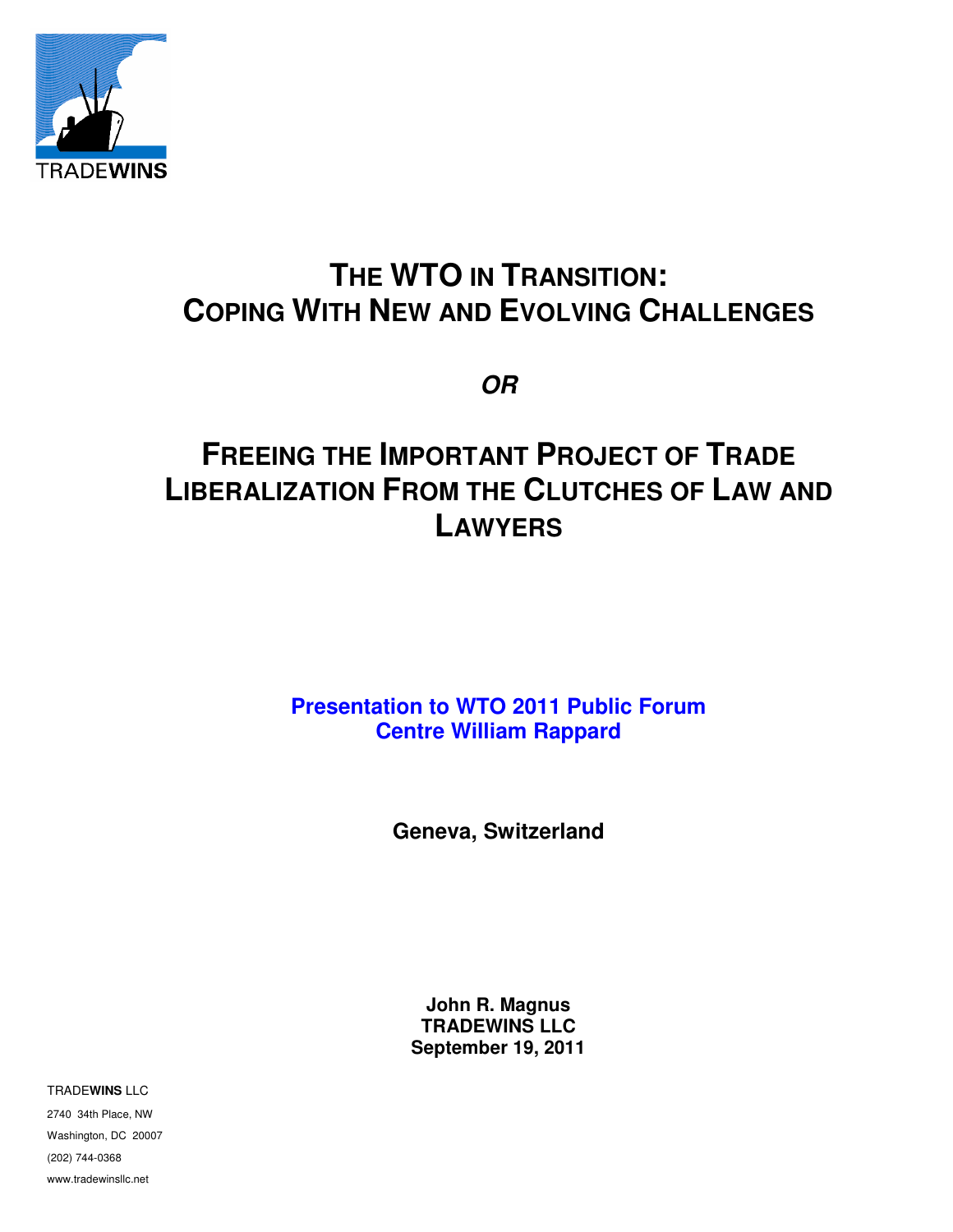TRADEWINS

# THE WTO IN TRANSITION: COPING WITH NEW AND EVOLVING CHALLENGES

***OR***

# FREEING THE IMPORTANT PROJECT OF TRADE LIBERALIZATION FROM THE CLUTCHES OF LAW AND LAWYERS

**Presentation to WTO 2011 Public Forum**
**Centre William Rappard**

**Geneva, Switzerland**

**John R. Magnus**
**TRADEWINS LLC**
**September 19, 2011**

TRADE**WINS** LLC
2740 34th Place, NW
Washington, DC 20007
(202) 744-0368
www.tradewinsllc.net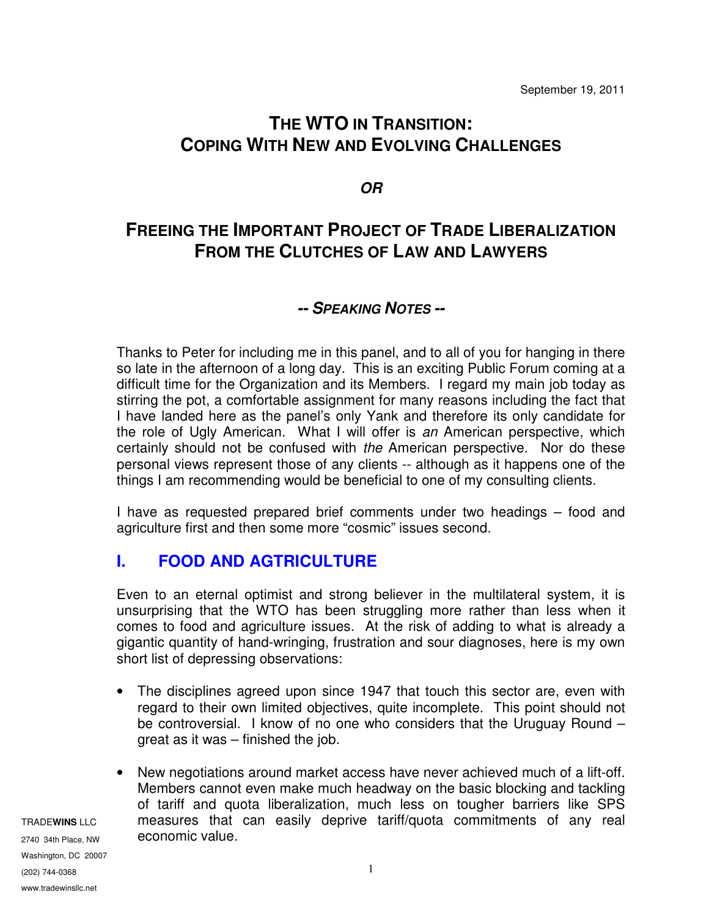September 19, 2011

# THE WTO IN TRANSITION: COPING WITH NEW AND EVOLVING CHALLENGES

***OR***

# FREEING THE IMPORTANT PROJECT OF TRADE LIBERALIZATION FROM THE CLUTCHES OF LAW AND LAWYERS

### *-- SPEAKING NOTES --*

Thanks to Peter for including me in this panel, and to all of you for hanging in there so late in the afternoon of a long day. This is an exciting Public Forum coming at a difficult time for the Organization and its Members. I regard my main job today as stirring the pot, a comfortable assignment for many reasons including the fact that I have landed here as the panel's only Yank and therefore its only candidate for the role of Ugly American. What I will offer is *an* American perspective, which certainly should not be confused with *the* American perspective. Nor do these personal views represent those of any clients -- although as it happens one of the things I am recommending would be beneficial to one of my consulting clients.

I have as requested prepared brief comments under two headings – food and agriculture first and then some more "cosmic" issues second.

## I. FOOD AND AGTRICULTURE

Even to an eternal optimist and strong believer in the multilateral system, it is unsurprising that the WTO has been struggling more rather than less when it comes to food and agriculture issues. At the risk of adding to what is already a gigantic quantity of hand-wringing, frustration and sour diagnoses, here is my own short list of depressing observations:

- The disciplines agreed upon since 1947 that touch this sector are, even with regard to their own limited objectives, quite incomplete. This point should not be controversial. I know of no one who considers that the Uruguay Round – great as it was – finished the job.
- New negotiations around market access have never achieved much of a lift-off. Members cannot even make much headway on the basic blocking and tackling of tariff and quota liberalization, much less on tougher barriers like SPS measures that can easily deprive tariff/quota commitments of any real economic value.

TRADE**WINS** LLC
2740 34th Place, NW
Washington, DC 20007
(202) 744-0368
www.tradewinsllc.net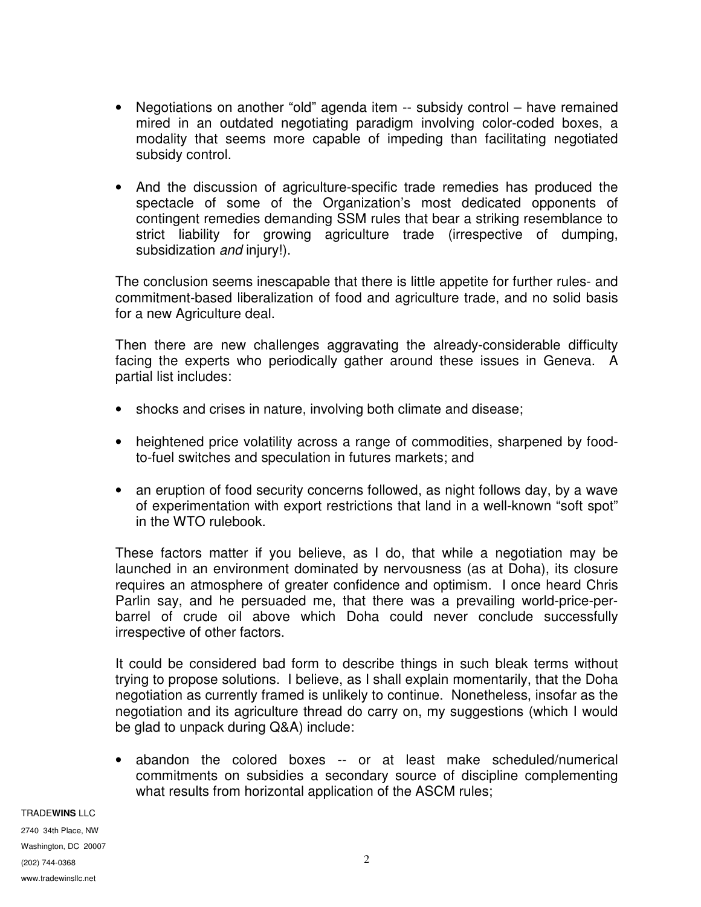- Negotiations on another "old" agenda item -- subsidy control – have remained mired in an outdated negotiating paradigm involving color-coded boxes, a modality that seems more capable of impeding than facilitating negotiated subsidy control.

- And the discussion of agriculture-specific trade remedies has produced the spectacle of some of the Organization's most dedicated opponents of contingent remedies demanding SSM rules that bear a striking resemblance to strict liability for growing agriculture trade (irrespective of dumping, subsidization *and* injury!).

The conclusion seems inescapable that there is little appetite for further rules- and commitment-based liberalization of food and agriculture trade, and no solid basis for a new Agriculture deal.

Then there are new challenges aggravating the already-considerable difficulty facing the experts who periodically gather around these issues in Geneva. A partial list includes:

- shocks and crises in nature, involving both climate and disease;

- heightened price volatility across a range of commodities, sharpened by food-to-fuel switches and speculation in futures markets; and

- an eruption of food security concerns followed, as night follows day, by a wave of experimentation with export restrictions that land in a well-known "soft spot" in the WTO rulebook.

These factors matter if you believe, as I do, that while a negotiation may be launched in an environment dominated by nervousness (as at Doha), its closure requires an atmosphere of greater confidence and optimism. I once heard Chris Parlin say, and he persuaded me, that there was a prevailing world-price-per-barrel of crude oil above which Doha could never conclude successfully irrespective of other factors.

It could be considered bad form to describe things in such bleak terms without trying to propose solutions. I believe, as I shall explain momentarily, that the Doha negotiation as currently framed is unlikely to continue. Nonetheless, insofar as the negotiation and its agriculture thread do carry on, my suggestions (which I would be glad to unpack during Q&A) include:

- abandon the colored boxes -- or at least make scheduled/numerical commitments on subsidies a secondary source of discipline complementing what results from horizontal application of the ASCM rules;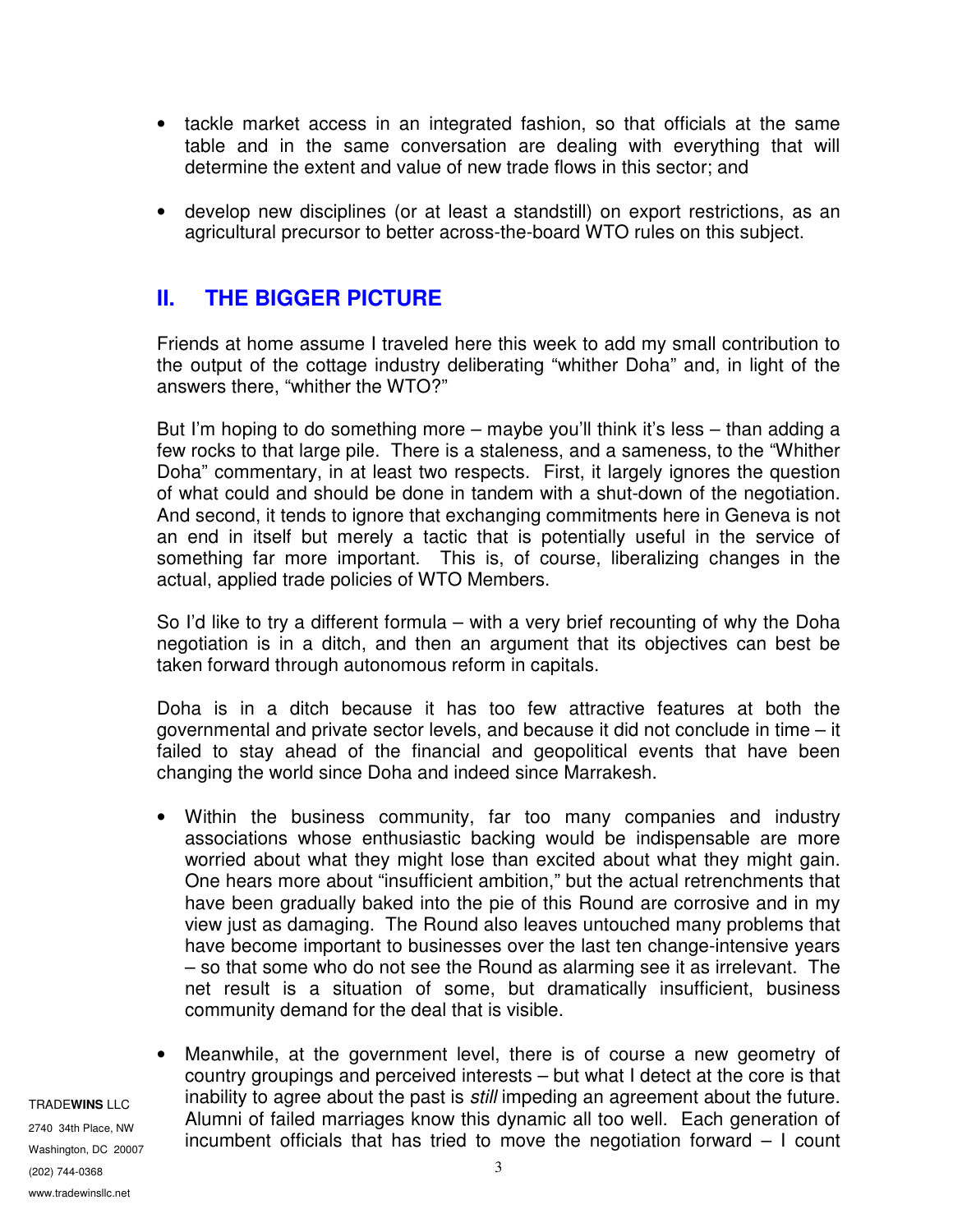- tackle market access in an integrated fashion, so that officials at the same table and in the same conversation are dealing with everything that will determine the extent and value of new trade flows in this sector; and

- develop new disciplines (or at least a standstill) on export restrictions, as an agricultural precursor to better across-the-board WTO rules on this subject.

## II. THE BIGGER PICTURE

Friends at home assume I traveled here this week to add my small contribution to the output of the cottage industry deliberating "whither Doha" and, in light of the answers there, "whither the WTO?"

But I'm hoping to do something more – maybe you'll think it's less – than adding a few rocks to that large pile. There is a staleness, and a sameness, to the "Whither Doha" commentary, in at least two respects. First, it largely ignores the question of what could and should be done in tandem with a shut-down of the negotiation. And second, it tends to ignore that exchanging commitments here in Geneva is not an end in itself but merely a tactic that is potentially useful in the service of something far more important. This is, of course, liberalizing changes in the actual, applied trade policies of WTO Members.

So I'd like to try a different formula – with a very brief recounting of why the Doha negotiation is in a ditch, and then an argument that its objectives can best be taken forward through autonomous reform in capitals.

Doha is in a ditch because it has too few attractive features at both the governmental and private sector levels, and because it did not conclude in time – it failed to stay ahead of the financial and geopolitical events that have been changing the world since Doha and indeed since Marrakesh.

- Within the business community, far too many companies and industry associations whose enthusiastic backing would be indispensable are more worried about what they might lose than excited about what they might gain. One hears more about "insufficient ambition," but the actual retrenchments that have been gradually baked into the pie of this Round are corrosive and in my view just as damaging. The Round also leaves untouched many problems that have become important to businesses over the last ten change-intensive years – so that some who do not see the Round as alarming see it as irrelevant. The net result is a situation of some, but dramatically insufficient, business community demand for the deal that is visible.

- Meanwhile, at the government level, there is of course a new geometry of country groupings and perceived interests – but what I detect at the core is that inability to agree about the past is *still* impeding an agreement about the future. Alumni of failed marriages know this dynamic all too well. Each generation of incumbent officials that has tried to move the negotiation forward – I count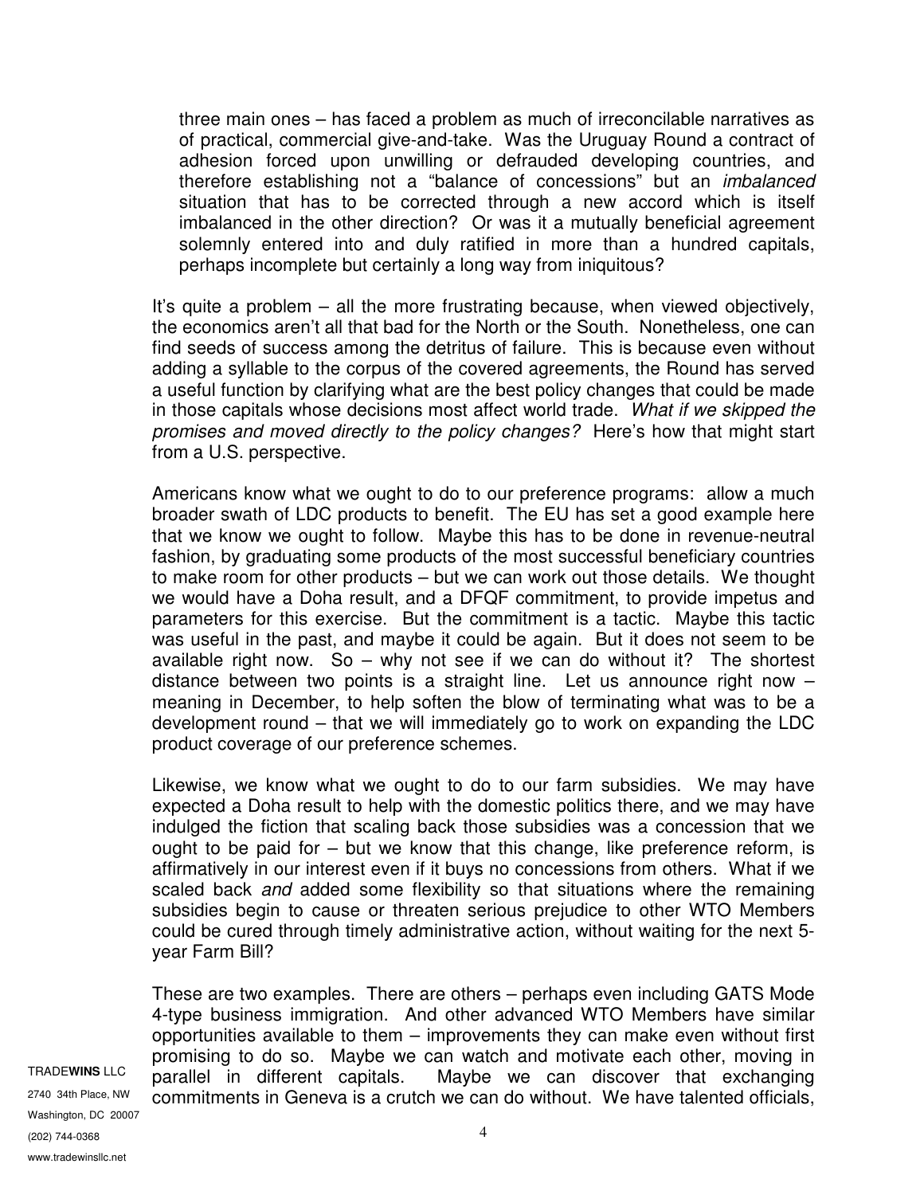three main ones – has faced a problem as much of irreconcilable narratives as of practical, commercial give-and-take. Was the Uruguay Round a contract of adhesion forced upon unwilling or defrauded developing countries, and therefore establishing not a "balance of concessions" but an *imbalanced* situation that has to be corrected through a new accord which is itself imbalanced in the other direction? Or was it a mutually beneficial agreement solemnly entered into and duly ratified in more than a hundred capitals, perhaps incomplete but certainly a long way from iniquitous?

It's quite a problem – all the more frustrating because, when viewed objectively, the economics aren't all that bad for the North or the South. Nonetheless, one can find seeds of success among the detritus of failure. This is because even without adding a syllable to the corpus of the covered agreements, the Round has served a useful function by clarifying what are the best policy changes that could be made in those capitals whose decisions most affect world trade. *What if we skipped the promises and moved directly to the policy changes?* Here's how that might start from a U.S. perspective.

Americans know what we ought to do to our preference programs: allow a much broader swath of LDC products to benefit. The EU has set a good example here that we know we ought to follow. Maybe this has to be done in revenue-neutral fashion, by graduating some products of the most successful beneficiary countries to make room for other products – but we can work out those details. We thought we would have a Doha result, and a DFQF commitment, to provide impetus and parameters for this exercise. But the commitment is a tactic. Maybe this tactic was useful in the past, and maybe it could be again. But it does not seem to be available right now. So – why not see if we can do without it? The shortest distance between two points is a straight line. Let us announce right now – meaning in December, to help soften the blow of terminating what was to be a development round – that we will immediately go to work on expanding the LDC product coverage of our preference schemes.

Likewise, we know what we ought to do to our farm subsidies. We may have expected a Doha result to help with the domestic politics there, and we may have indulged the fiction that scaling back those subsidies was a concession that we ought to be paid for – but we know that this change, like preference reform, is affirmatively in our interest even if it buys no concessions from others. What if we scaled back *and* added some flexibility so that situations where the remaining subsidies begin to cause or threaten serious prejudice to other WTO Members could be cured through timely administrative action, without waiting for the next 5-year Farm Bill?

These are two examples. There are others – perhaps even including GATS Mode 4-type business immigration. And other advanced WTO Members have similar opportunities available to them – improvements they can make even without first promising to do so. Maybe we can watch and motivate each other, moving in parallel in different capitals. Maybe we can discover that exchanging commitments in Geneva is a crutch we can do without. We have talented officials,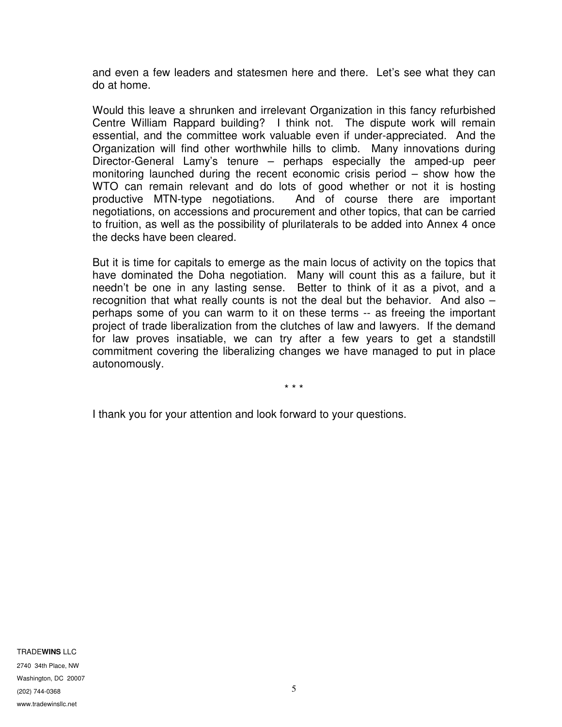and even a few leaders and statesmen here and there. Let's see what they can do at home.

Would this leave a shrunken and irrelevant Organization in this fancy refurbished Centre William Rappard building? I think not. The dispute work will remain essential, and the committee work valuable even if under-appreciated. And the Organization will find other worthwhile hills to climb. Many innovations during Director-General Lamy's tenure – perhaps especially the amped-up peer monitoring launched during the recent economic crisis period – show how the WTO can remain relevant and do lots of good whether or not it is hosting productive MTN-type negotiations. And of course there are important negotiations, on accessions and procurement and other topics, that can be carried to fruition, as well as the possibility of plurilaterals to be added into Annex 4 once the decks have been cleared.

But it is time for capitals to emerge as the main locus of activity on the topics that have dominated the Doha negotiation. Many will count this as a failure, but it needn't be one in any lasting sense. Better to think of it as a pivot, and a recognition that what really counts is not the deal but the behavior. And also – perhaps some of you can warm to it on these terms -- as freeing the important project of trade liberalization from the clutches of law and lawyers. If the demand for law proves insatiable, we can try after a few years to get a standstill commitment covering the liberalizing changes we have managed to put in place autonomously.

* * *

I thank you for your attention and look forward to your questions.

TRADE**WINS** LLC
2740 34th Place, NW
Washington, DC 20007
(202) 744-0368
www.tradewinsllc.net